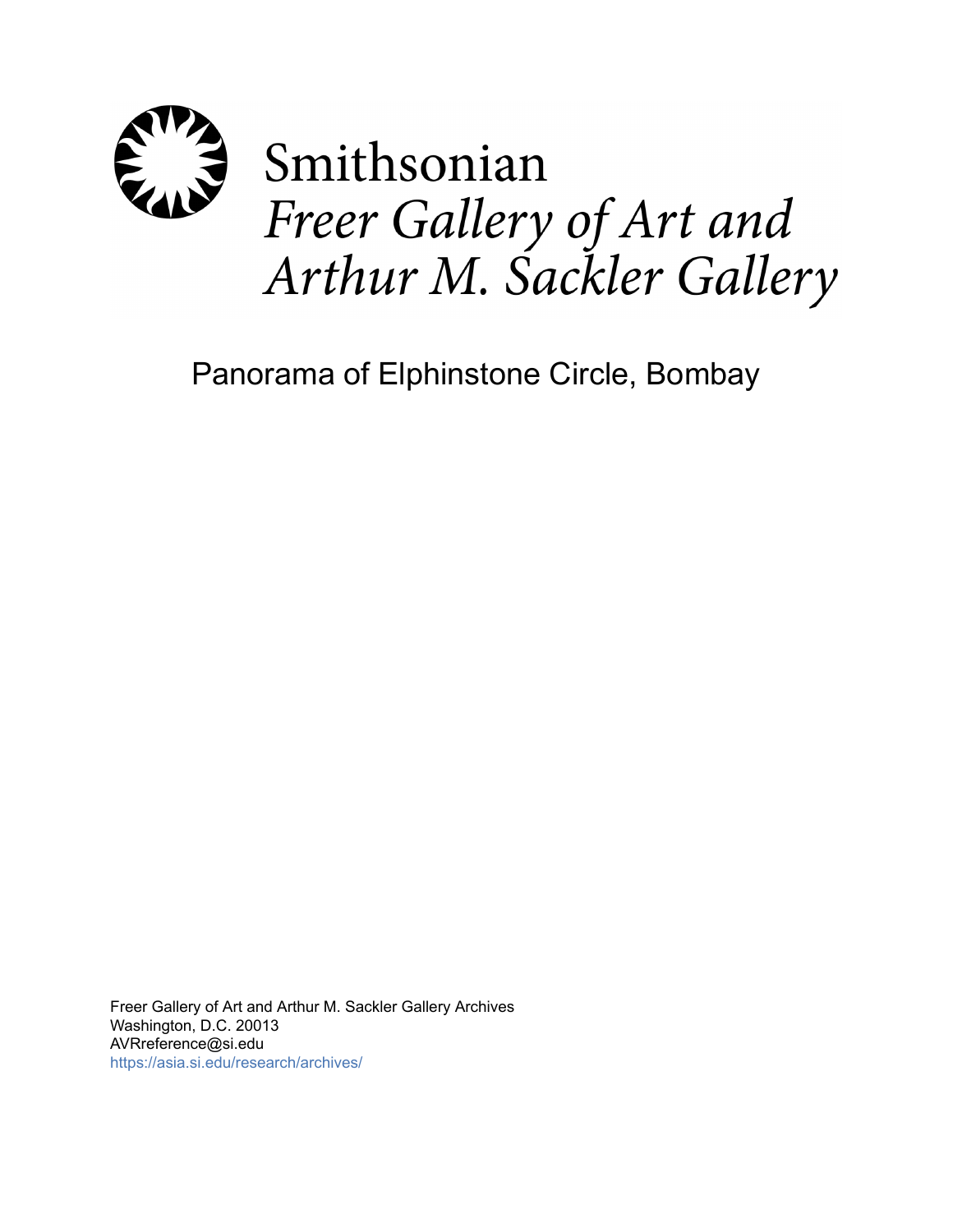Smithsonian

*Freer Gallery of Art and Arthur M. Sackler Gallery*

# Panorama of Elphinstone Circle, Bombay

Freer Gallery of Art and Arthur M. Sackler Gallery Archives
Washington, D.C. 20013
AVRreference@si.edu
https://asia.si.edu/research/archives/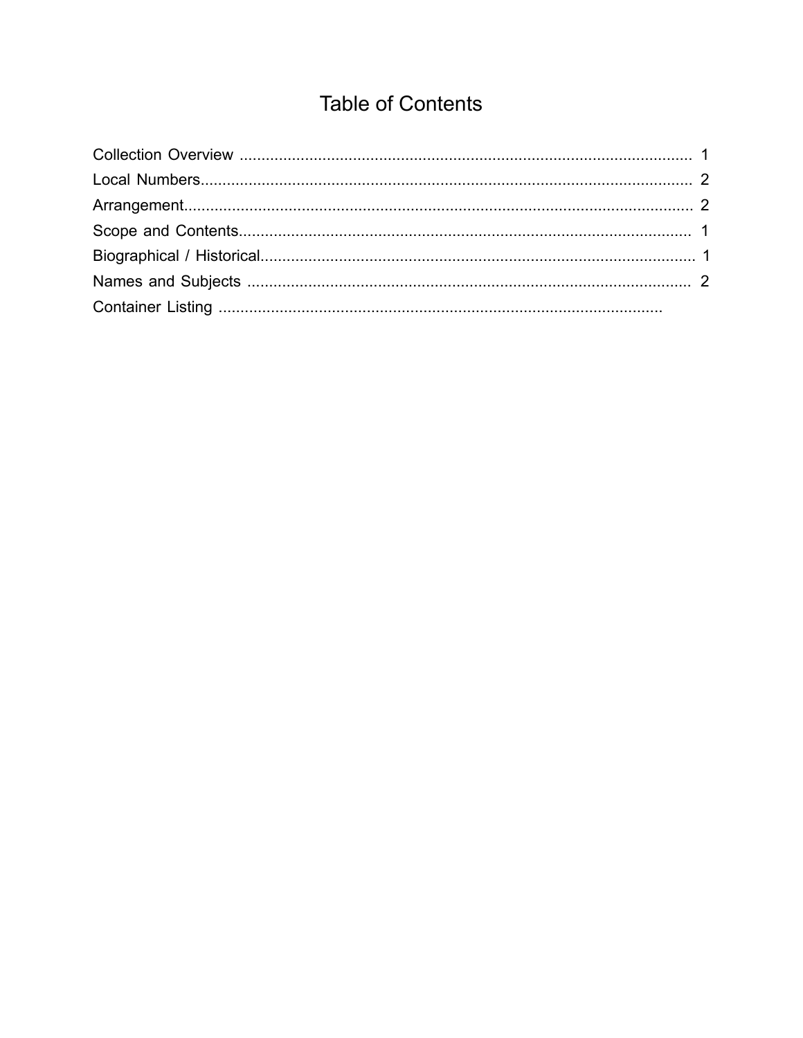# Table of Contents

Collection Overview ........................................................................................................ 1
Local Numbers................................................................................................................. 2
Arrangement..................................................................................................................... 2
Scope and Contents....................................................................................................... 1
Biographical / Historical................................................................................................... 1
Names and Subjects ..................................................................................................... 2
Container Listing .....................................................................................................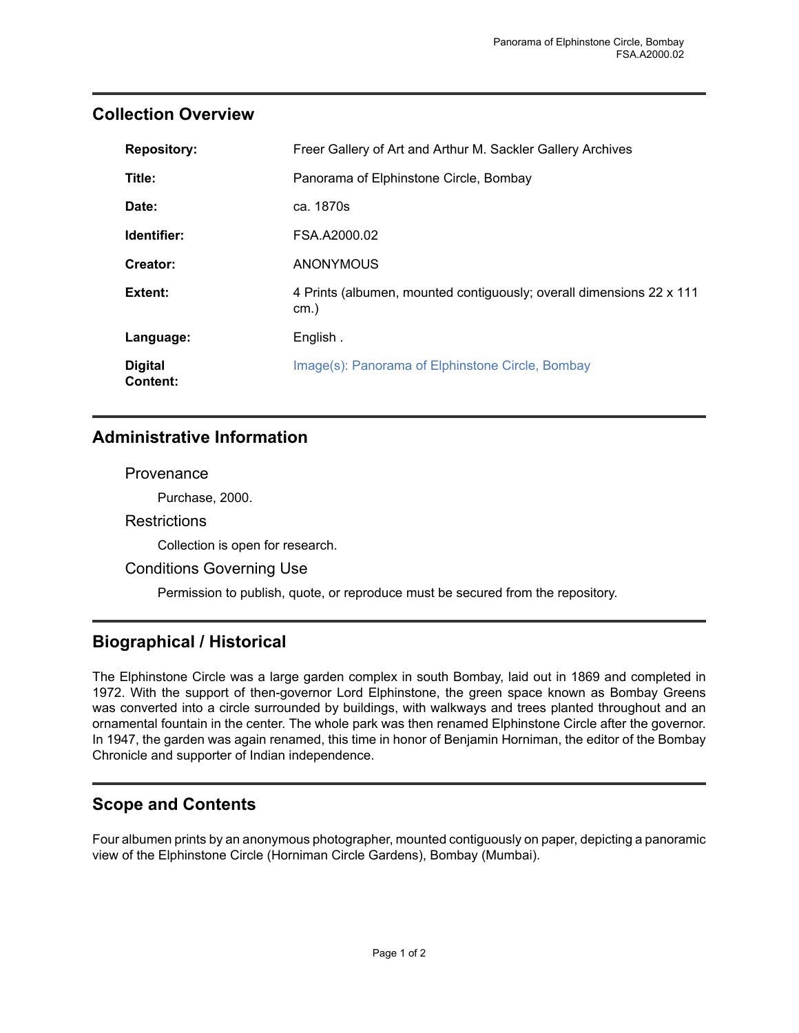## Collection Overview

| | |
|---|---|
| **Repository:** | Freer Gallery of Art and Arthur M. Sackler Gallery Archives |
| **Title:** | Panorama of Elphinstone Circle, Bombay |
| **Date:** | ca. 1870s |
| **Identifier:** | FSA.A2000.02 |
| **Creator:** | ANONYMOUS |
| **Extent:** | 4 Prints (albumen, mounted contiguously; overall dimensions 22 x 111 cm.) |
| **Language:** | English . |
| **Digital Content:** | Image(s): Panorama of Elphinstone Circle, Bombay |

## Administrative Information

### Provenance

Purchase, 2000.

### Restrictions

Collection is open for research.

### Conditions Governing Use

Permission to publish, quote, or reproduce must be secured from the repository.

## Biographical / Historical

The Elphinstone Circle was a large garden complex in south Bombay, laid out in 1869 and completed in 1972. With the support of then-governor Lord Elphinstone, the green space known as Bombay Greens was converted into a circle surrounded by buildings, with walkways and trees planted throughout and an ornamental fountain in the center. The whole park was then renamed Elphinstone Circle after the governor. In 1947, the garden was again renamed, this time in honor of Benjamin Horniman, the editor of the Bombay Chronicle and supporter of Indian independence.

## Scope and Contents

Four albumen prints by an anonymous photographer, mounted contiguously on paper, depicting a panoramic view of the Elphinstone Circle (Horniman Circle Gardens), Bombay (Mumbai).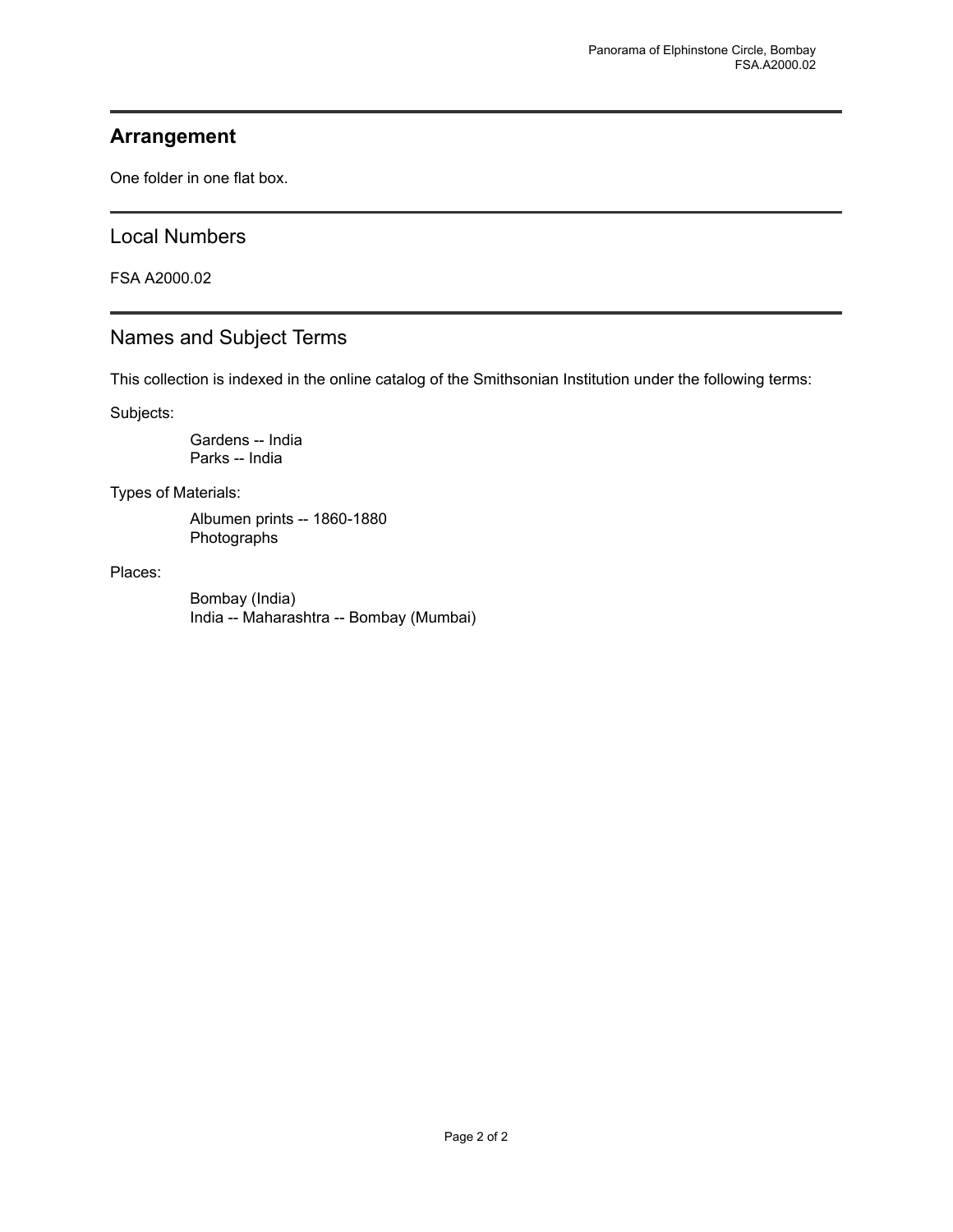## Arrangement

One folder in one flat box.

## Local Numbers

FSA A2000.02

## Names and Subject Terms

This collection is indexed in the online catalog of the Smithsonian Institution under the following terms:

Subjects:

- Gardens -- India
- Parks -- India

Types of Materials:

- Albumen prints -- 1860-1880
- Photographs

Places:

- Bombay (India)
- India -- Maharashtra -- Bombay (Mumbai)